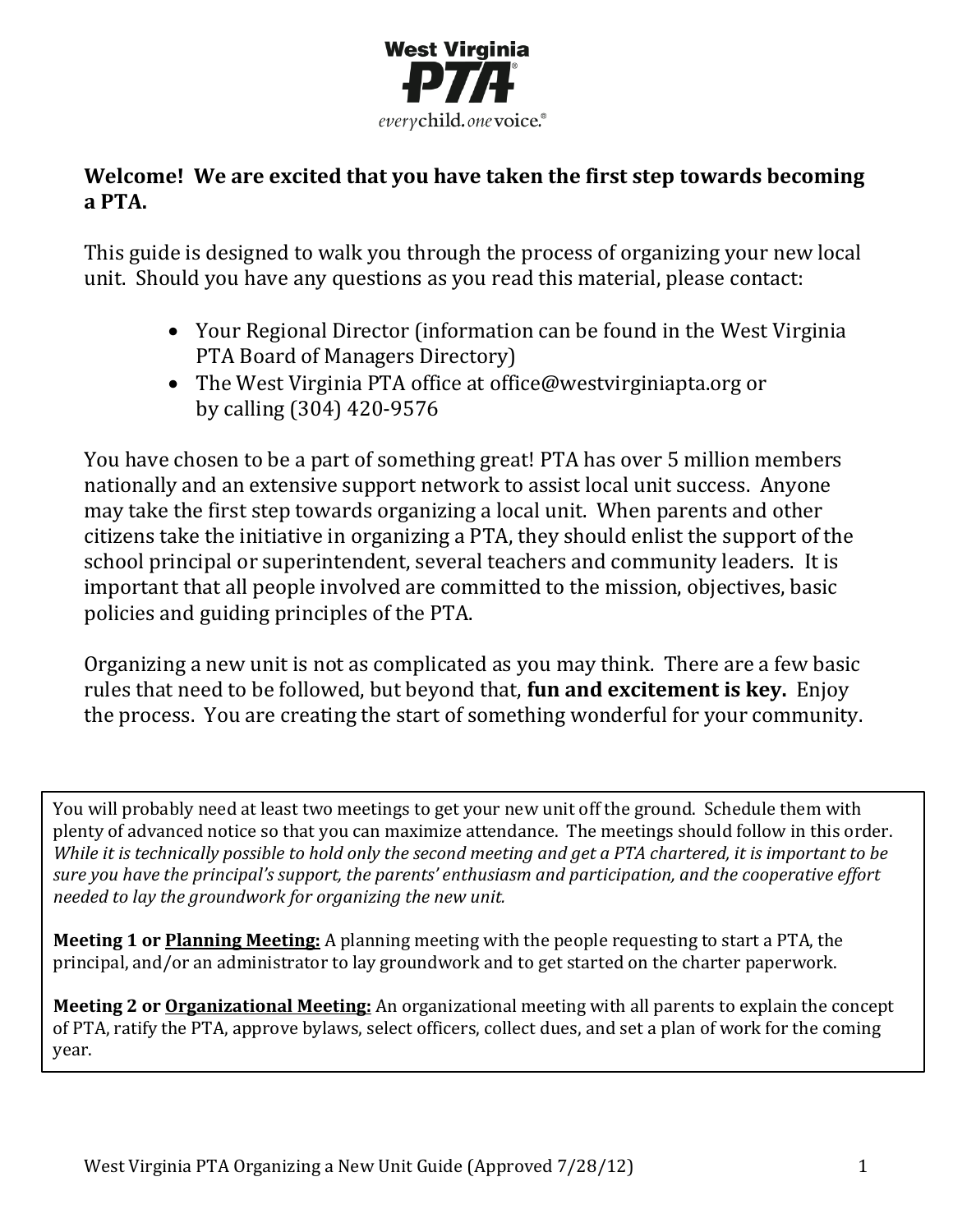West Virginia PTA

*every*child. *one*voice.®

**Welcome! We are excited that you have taken the first step towards becoming a PTA.**

This guide is designed to walk you through the process of organizing your new local unit. Should you have any questions as you read this material, please contact:

- Your Regional Director (information can be found in the West Virginia PTA Board of Managers Directory)
- The West Virginia PTA office at office@westvirginiapta.org or by calling (304) 420-9576

You have chosen to be a part of something great! PTA has over 5 million members nationally and an extensive support network to assist local unit success. Anyone may take the first step towards organizing a local unit. When parents and other citizens take the initiative in organizing a PTA, they should enlist the support of the school principal or superintendent, several teachers and community leaders. It is important that all people involved are committed to the mission, objectives, basic policies and guiding principles of the PTA.

Organizing a new unit is not as complicated as you may think. There are a few basic rules that need to be followed, but beyond that, **fun and excitement is key.** Enjoy the process. You are creating the start of something wonderful for your community.

You will probably need at least two meetings to get your new unit off the ground. Schedule them with plenty of advanced notice so that you can maximize attendance. The meetings should follow in this order. *While it is technically possible to hold only the second meeting and get a PTA chartered, it is important to be sure you have the principal's support, the parents' enthusiasm and participation, and the cooperative effort needed to lay the groundwork for organizing the new unit.*

**Meeting 1 or <u>Planning Meeting:</u>** A planning meeting with the people requesting to start a PTA, the principal, and/or an administrator to lay groundwork and to get started on the charter paperwork.

**Meeting 2 or <u>Organizational Meeting:</u>** An organizational meeting with all parents to explain the concept of PTA, ratify the PTA, approve bylaws, select officers, collect dues, and set a plan of work for the coming year.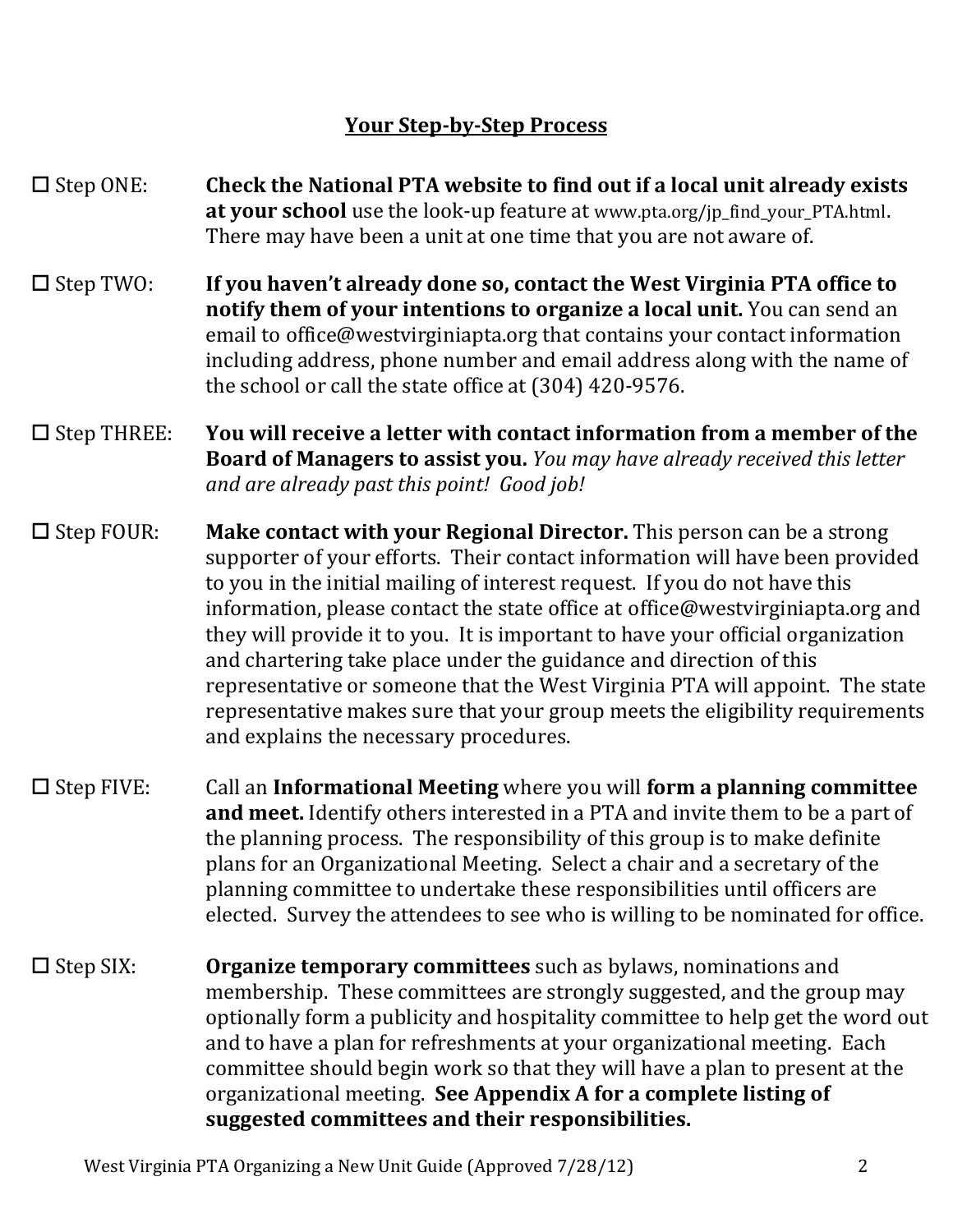## Your Step-by-Step Process

- ☐ Step ONE: **Check the National PTA website to find out if a local unit already exists at your school** use the look-up feature at www.pta.org/jp_find_your_PTA.html. There may have been a unit at one time that you are not aware of.

- ☐ Step TWO: **If you haven't already done so, contact the West Virginia PTA office to notify them of your intentions to organize a local unit.** You can send an email to office@westvirginiapta.org that contains your contact information including address, phone number and email address along with the name of the school or call the state office at (304) 420-9576.

- ☐ Step THREE: **You will receive a letter with contact information from a member of the Board of Managers to assist you.** *You may have already received this letter and are already past this point! Good job!*

- ☐ Step FOUR: **Make contact with your Regional Director.** This person can be a strong supporter of your efforts. Their contact information will have been provided to you in the initial mailing of interest request. If you do not have this information, please contact the state office at office@westvirginiapta.org and they will provide it to you. It is important to have your official organization and chartering take place under the guidance and direction of this representative or someone that the West Virginia PTA will appoint. The state representative makes sure that your group meets the eligibility requirements and explains the necessary procedures.

- ☐ Step FIVE: Call an **Informational Meeting** where you will **form a planning committee and meet.** Identify others interested in a PTA and invite them to be a part of the planning process. The responsibility of this group is to make definite plans for an Organizational Meeting. Select a chair and a secretary of the planning committee to undertake these responsibilities until officers are elected. Survey the attendees to see who is willing to be nominated for office.

- ☐ Step SIX: **Organize temporary committees** such as bylaws, nominations and membership. These committees are strongly suggested, and the group may optionally form a publicity and hospitality committee to help get the word out and to have a plan for refreshments at your organizational meeting. Each committee should begin work so that they will have a plan to present at the organizational meeting. **See Appendix A for a complete listing of suggested committees and their responsibilities.**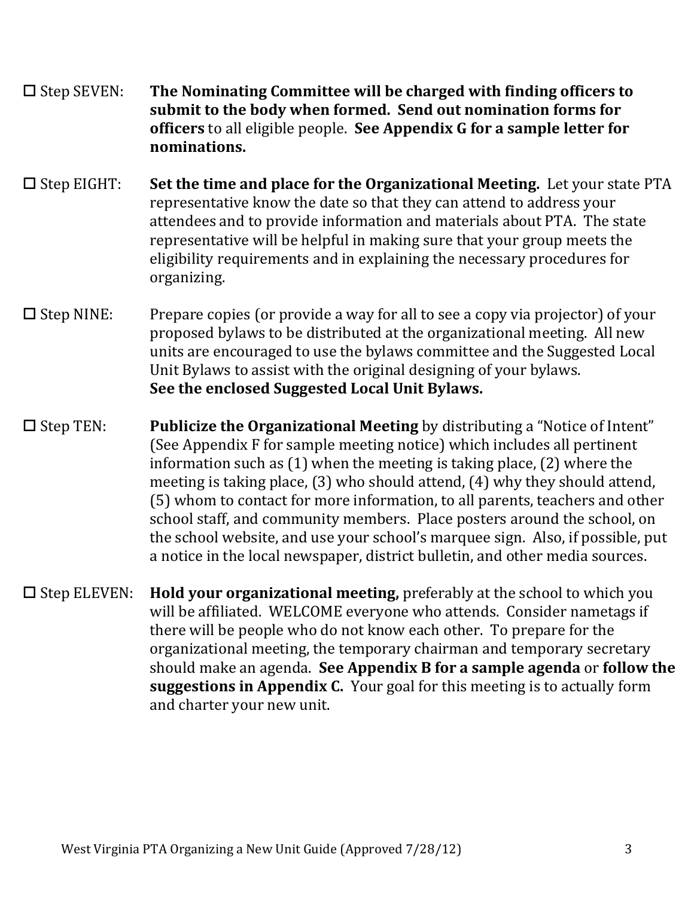☐ Step SEVEN: **The Nominating Committee will be charged with finding officers to submit to the body when formed. Send out nomination forms for officers** to all eligible people. **See Appendix G for a sample letter for nominations.**

☐ Step EIGHT: **Set the time and place for the Organizational Meeting.** Let your state PTA representative know the date so that they can attend to address your attendees and to provide information and materials about PTA. The state representative will be helpful in making sure that your group meets the eligibility requirements and in explaining the necessary procedures for organizing.

☐ Step NINE: Prepare copies (or provide a way for all to see a copy via projector) of your proposed bylaws to be distributed at the organizational meeting. All new units are encouraged to use the bylaws committee and the Suggested Local Unit Bylaws to assist with the original designing of your bylaws.
**See the enclosed Suggested Local Unit Bylaws.**

☐ Step TEN: **Publicize the Organizational Meeting** by distributing a "Notice of Intent" (See Appendix F for sample meeting notice) which includes all pertinent information such as (1) when the meeting is taking place, (2) where the meeting is taking place, (3) who should attend, (4) why they should attend, (5) whom to contact for more information, to all parents, teachers and other school staff, and community members. Place posters around the school, on the school website, and use your school's marquee sign. Also, if possible, put a notice in the local newspaper, district bulletin, and other media sources.

☐ Step ELEVEN: **Hold your organizational meeting,** preferably at the school to which you will be affiliated. WELCOME everyone who attends. Consider nametags if there will be people who do not know each other. To prepare for the organizational meeting, the temporary chairman and temporary secretary should make an agenda. **See Appendix B for a sample agenda** or **follow the suggestions in Appendix C.** Your goal for this meeting is to actually form and charter your new unit.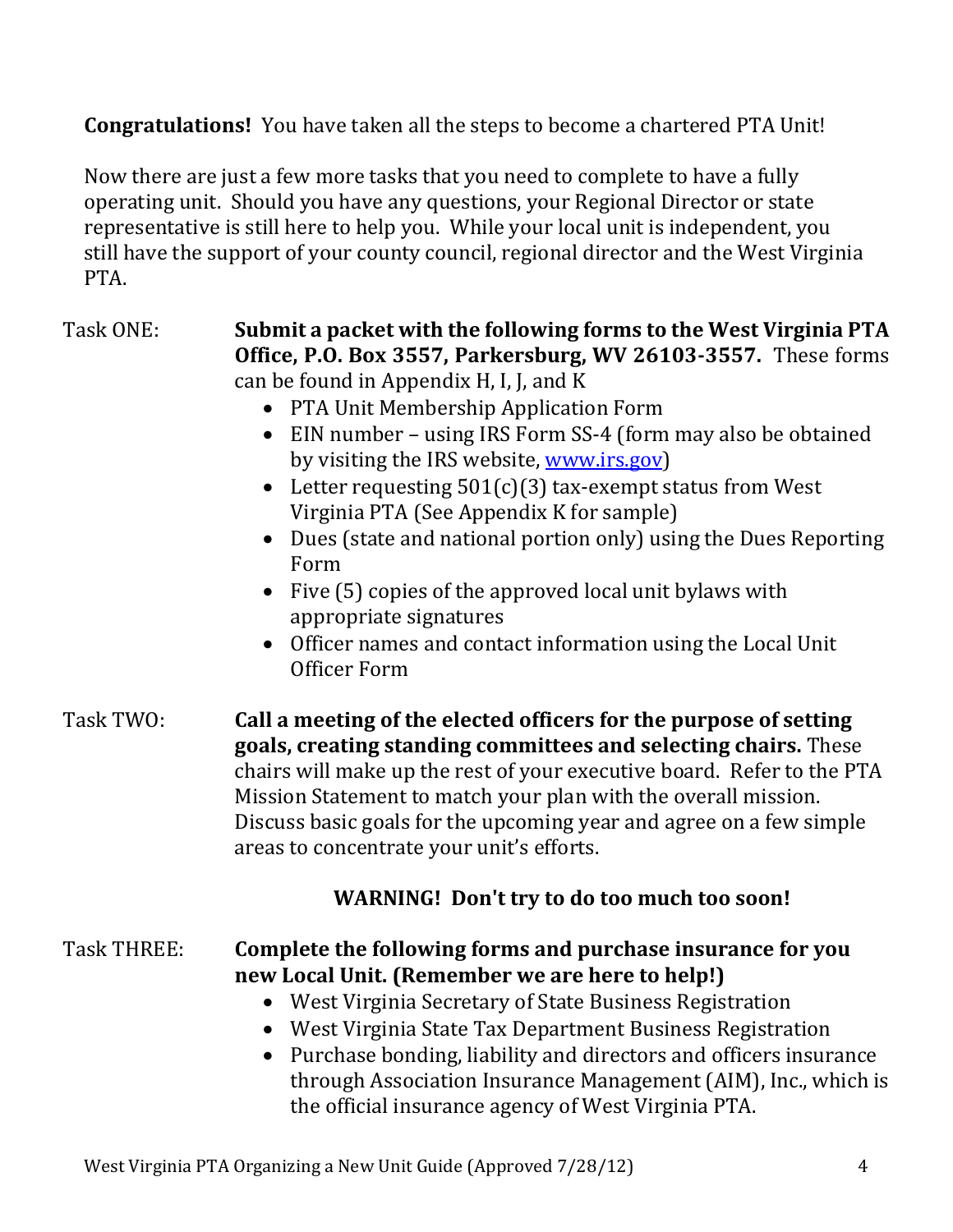**Congratulations!** You have taken all the steps to become a chartered PTA Unit!

Now there are just a few more tasks that you need to complete to have a fully operating unit. Should you have any questions, your Regional Director or state representative is still here to help you. While your local unit is independent, you still have the support of your county council, regional director and the West Virginia PTA.

Task ONE: **Submit a packet with the following forms to the West Virginia PTA Office, P.O. Box 3557, Parkersburg, WV 26103-3557.** These forms can be found in Appendix H, I, J, and K

- PTA Unit Membership Application Form
- EIN number – using IRS Form SS-4 (form may also be obtained by visiting the IRS website, [www.irs.gov](http://www.irs.gov))
- Letter requesting 501(c)(3) tax-exempt status from West Virginia PTA (See Appendix K for sample)
- Dues (state and national portion only) using the Dues Reporting Form
- Five (5) copies of the approved local unit bylaws with appropriate signatures
- Officer names and contact information using the Local Unit Officer Form

Task TWO: **Call a meeting of the elected officers for the purpose of setting goals, creating standing committees and selecting chairs.** These chairs will make up the rest of your executive board. Refer to the PTA Mission Statement to match your plan with the overall mission. Discuss basic goals for the upcoming year and agree on a few simple areas to concentrate your unit's efforts.

**WARNING! Don't try to do too much too soon!**

Task THREE: **Complete the following forms and purchase insurance for you new Local Unit. (Remember we are here to help!)**

- West Virginia Secretary of State Business Registration
- West Virginia State Tax Department Business Registration
- Purchase bonding, liability and directors and officers insurance through Association Insurance Management (AIM), Inc., which is the official insurance agency of West Virginia PTA.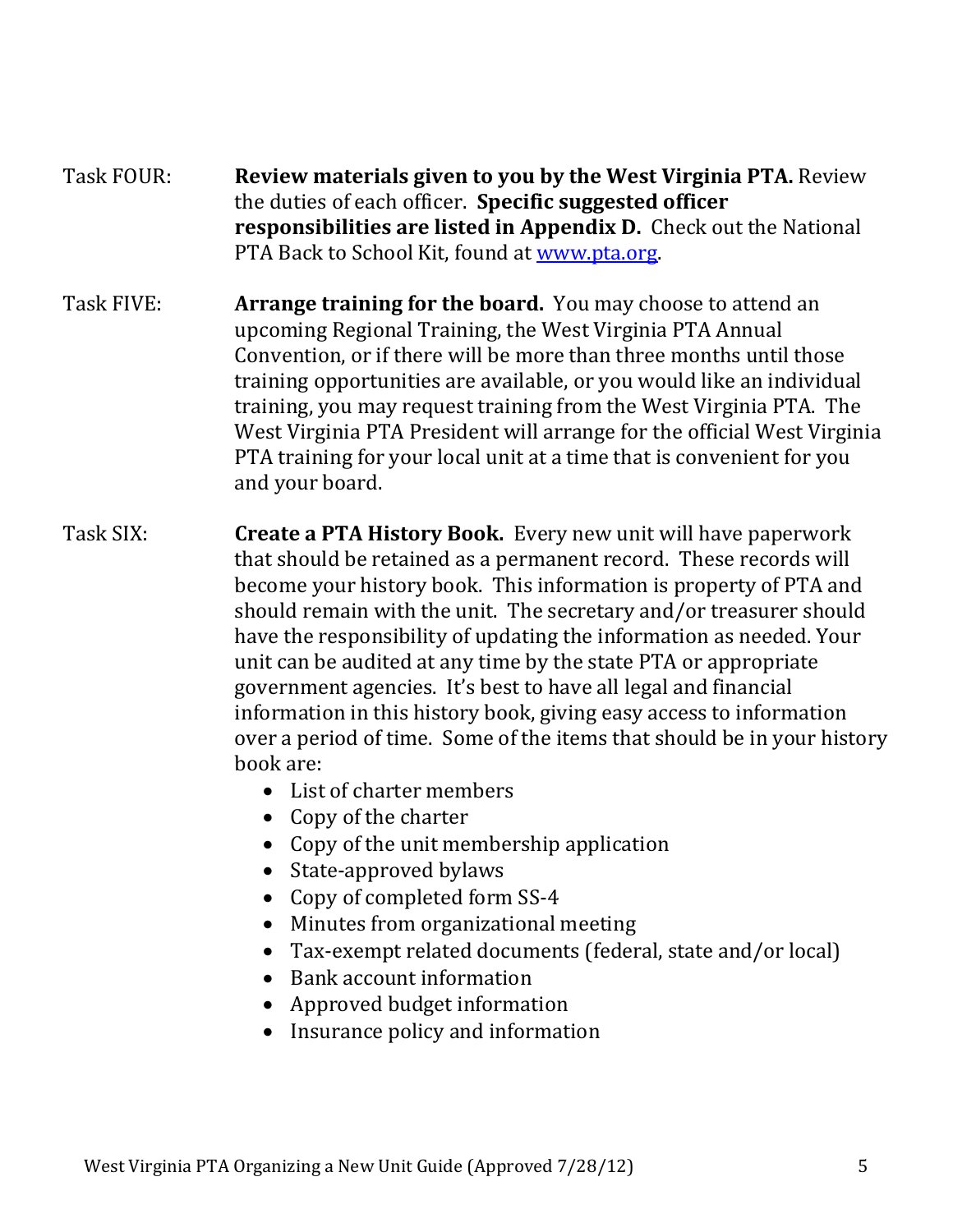Task FOUR: **Review materials given to you by the West Virginia PTA.** Review the duties of each officer. **Specific suggested officer responsibilities are listed in Appendix D.** Check out the National PTA Back to School Kit, found at [www.pta.org](www.pta.org).

Task FIVE: **Arrange training for the board.** You may choose to attend an upcoming Regional Training, the West Virginia PTA Annual Convention, or if there will be more than three months until those training opportunities are available, or you would like an individual training, you may request training from the West Virginia PTA. The West Virginia PTA President will arrange for the official West Virginia PTA training for your local unit at a time that is convenient for you and your board.

Task SIX: **Create a PTA History Book.** Every new unit will have paperwork that should be retained as a permanent record. These records will become your history book. This information is property of PTA and should remain with the unit. The secretary and/or treasurer should have the responsibility of updating the information as needed. Your unit can be audited at any time by the state PTA or appropriate government agencies. It's best to have all legal and financial information in this history book, giving easy access to information over a period of time. Some of the items that should be in your history book are:

- List of charter members
- Copy of the charter
- Copy of the unit membership application
- State-approved bylaws
- Copy of completed form SS-4
- Minutes from organizational meeting
- Tax-exempt related documents (federal, state and/or local)
- Bank account information
- Approved budget information
- Insurance policy and information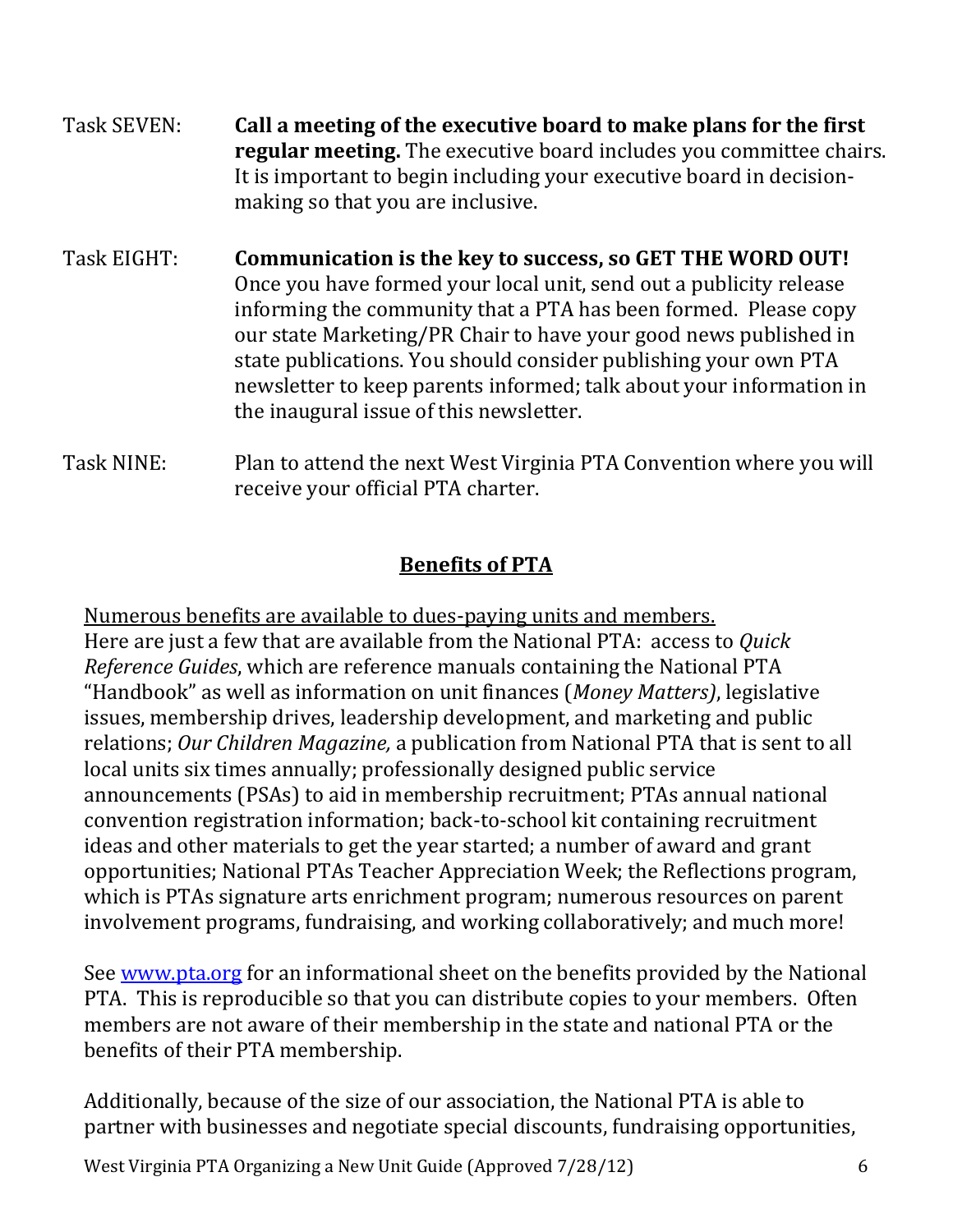Task SEVEN: **Call a meeting of the executive board to make plans for the first regular meeting.** The executive board includes you committee chairs. It is important to begin including your executive board in decision-making so that you are inclusive.

Task EIGHT: **Communication is the key to success, so GET THE WORD OUT!** Once you have formed your local unit, send out a publicity release informing the community that a PTA has been formed. Please copy our state Marketing/PR Chair to have your good news published in state publications. You should consider publishing your own PTA newsletter to keep parents informed; talk about your information in the inaugural issue of this newsletter.

Task NINE: Plan to attend the next West Virginia PTA Convention where you will receive your official PTA charter.

## Benefits of PTA

Numerous benefits are available to dues-paying units and members.
Here are just a few that are available from the National PTA: access to *Quick Reference Guides*, which are reference manuals containing the National PTA "Handbook" as well as information on unit finances (*Money Matters)*, legislative issues, membership drives, leadership development, and marketing and public relations; *Our Children Magazine,* a publication from National PTA that is sent to all local units six times annually; professionally designed public service announcements (PSAs) to aid in membership recruitment; PTAs annual national convention registration information; back-to-school kit containing recruitment ideas and other materials to get the year started; a number of award and grant opportunities; National PTAs Teacher Appreciation Week; the Reflections program, which is PTAs signature arts enrichment program; numerous resources on parent involvement programs, fundraising, and working collaboratively; and much more!

See www.pta.org for an informational sheet on the benefits provided by the National PTA. This is reproducible so that you can distribute copies to your members. Often members are not aware of their membership in the state and national PTA or the benefits of their PTA membership.

Additionally, because of the size of our association, the National PTA is able to partner with businesses and negotiate special discounts, fundraising opportunities,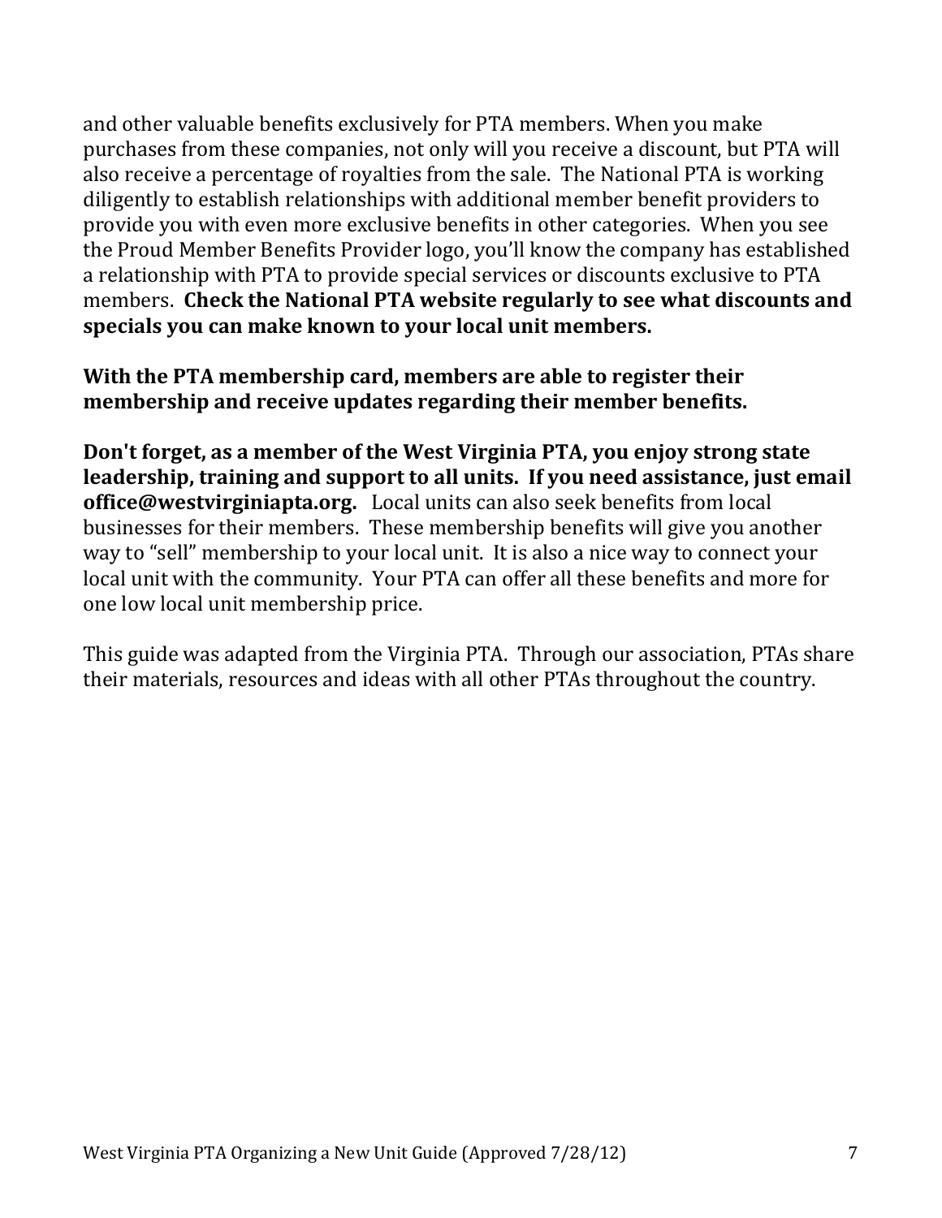and other valuable benefits exclusively for PTA members. When you make purchases from these companies, not only will you receive a discount, but PTA will also receive a percentage of royalties from the sale. The National PTA is working diligently to establish relationships with additional member benefit providers to provide you with even more exclusive benefits in other categories. When you see the Proud Member Benefits Provider logo, you'll know the company has established a relationship with PTA to provide special services or discounts exclusive to PTA members. **Check the National PTA website regularly to see what discounts and specials you can make known to your local unit members.**

**With the PTA membership card, members are able to register their membership and receive updates regarding their member benefits.**

**Don't forget, as a member of the West Virginia PTA, you enjoy strong state leadership, training and support to all units. If you need assistance, just email office@westvirginiapta.org.** Local units can also seek benefits from local businesses for their members. These membership benefits will give you another way to "sell" membership to your local unit. It is also a nice way to connect your local unit with the community. Your PTA can offer all these benefits and more for one low local unit membership price.

This guide was adapted from the Virginia PTA. Through our association, PTAs share their materials, resources and ideas with all other PTAs throughout the country.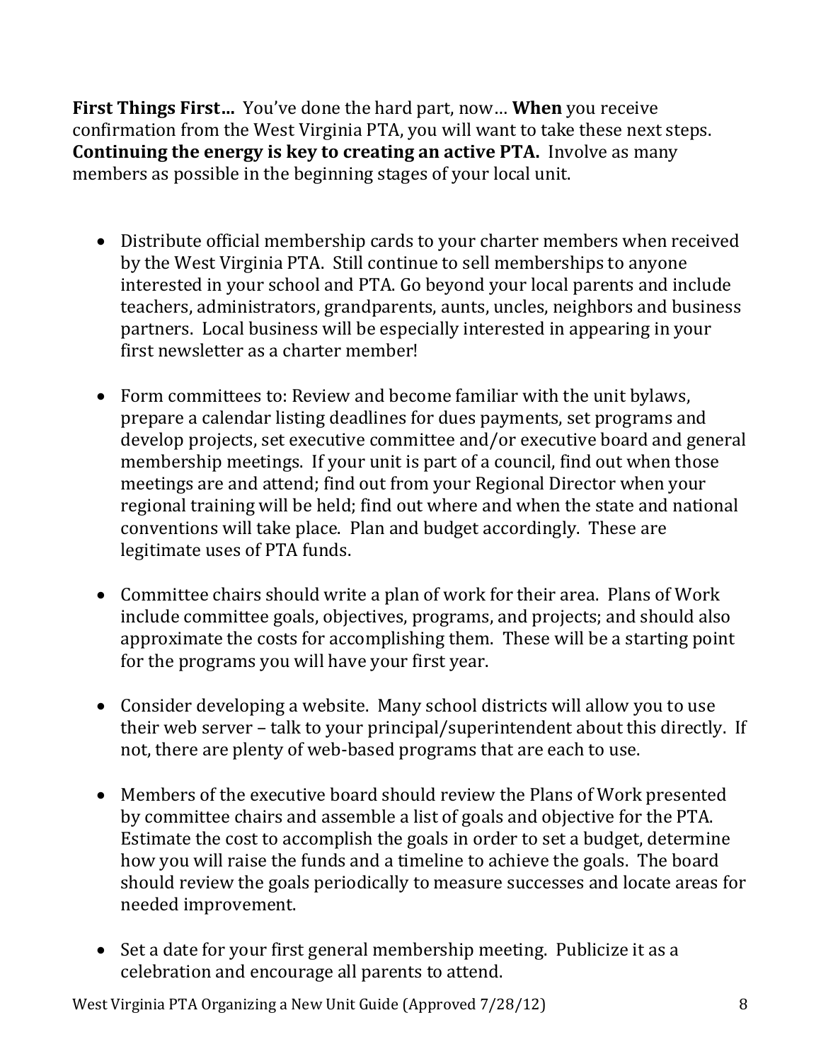**First Things First…** You've done the hard part, now… **When** you receive confirmation from the West Virginia PTA, you will want to take these next steps. **Continuing the energy is key to creating an active PTA.** Involve as many members as possible in the beginning stages of your local unit.

- Distribute official membership cards to your charter members when received by the West Virginia PTA. Still continue to sell memberships to anyone interested in your school and PTA. Go beyond your local parents and include teachers, administrators, grandparents, aunts, uncles, neighbors and business partners. Local business will be especially interested in appearing in your first newsletter as a charter member!

- Form committees to: Review and become familiar with the unit bylaws, prepare a calendar listing deadlines for dues payments, set programs and develop projects, set executive committee and/or executive board and general membership meetings. If your unit is part of a council, find out when those meetings are and attend; find out from your Regional Director when your regional training will be held; find out where and when the state and national conventions will take place. Plan and budget accordingly. These are legitimate uses of PTA funds.

- Committee chairs should write a plan of work for their area. Plans of Work include committee goals, objectives, programs, and projects; and should also approximate the costs for accomplishing them. These will be a starting point for the programs you will have your first year.

- Consider developing a website. Many school districts will allow you to use their web server – talk to your principal/superintendent about this directly. If not, there are plenty of web-based programs that are each to use.

- Members of the executive board should review the Plans of Work presented by committee chairs and assemble a list of goals and objective for the PTA. Estimate the cost to accomplish the goals in order to set a budget, determine how you will raise the funds and a timeline to achieve the goals. The board should review the goals periodically to measure successes and locate areas for needed improvement.

- Set a date for your first general membership meeting. Publicize it as a celebration and encourage all parents to attend.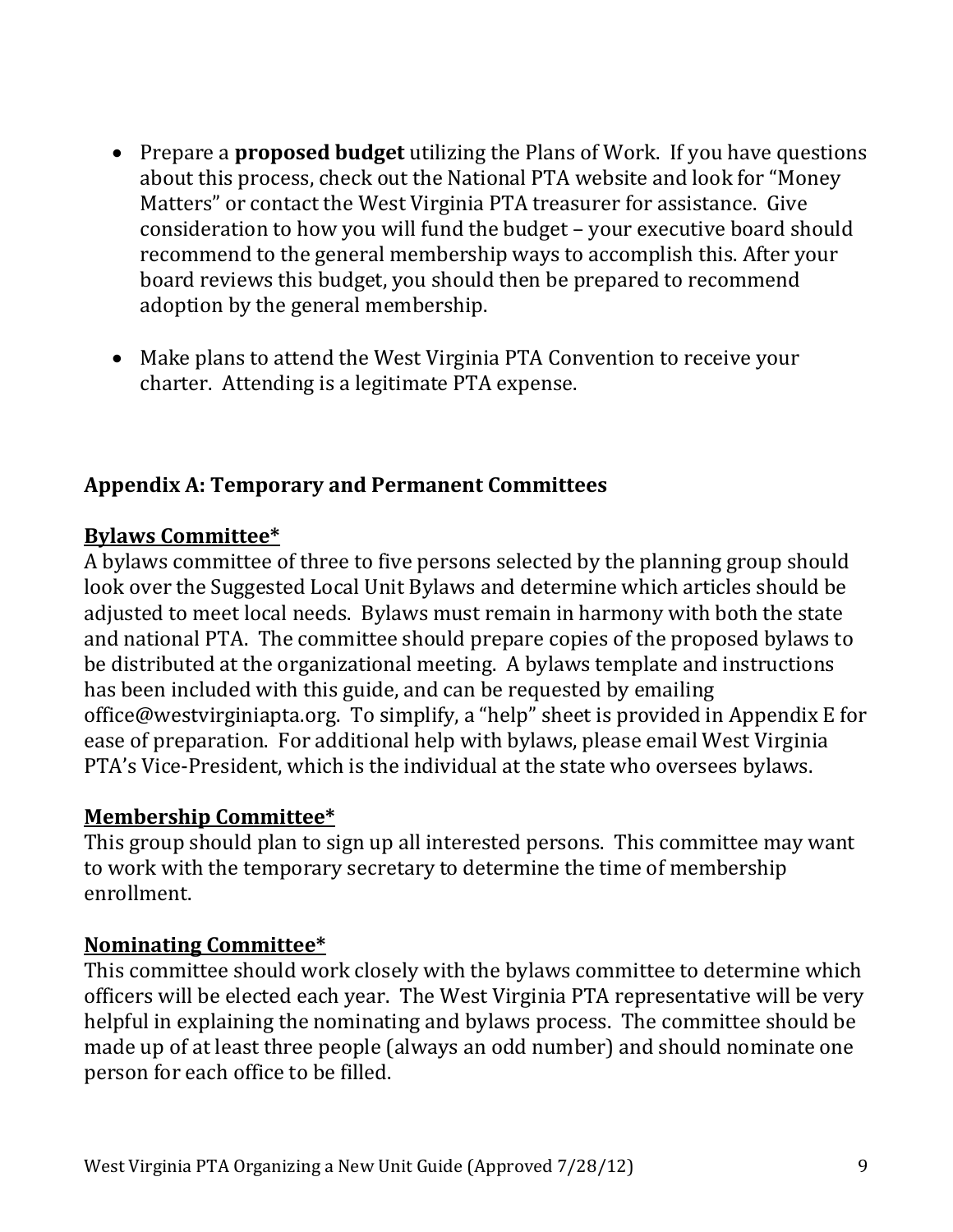- Prepare a **proposed budget** utilizing the Plans of Work. If you have questions about this process, check out the National PTA website and look for "Money Matters" or contact the West Virginia PTA treasurer for assistance. Give consideration to how you will fund the budget – your executive board should recommend to the general membership ways to accomplish this. After your board reviews this budget, you should then be prepared to recommend adoption by the general membership.

- Make plans to attend the West Virginia PTA Convention to receive your charter. Attending is a legitimate PTA expense.

## Appendix A: Temporary and Permanent Committees

### Bylaws Committee*

A bylaws committee of three to five persons selected by the planning group should look over the Suggested Local Unit Bylaws and determine which articles should be adjusted to meet local needs. Bylaws must remain in harmony with both the state and national PTA. The committee should prepare copies of the proposed bylaws to be distributed at the organizational meeting. A bylaws template and instructions has been included with this guide, and can be requested by emailing office@westvirginiapta.org. To simplify, a "help" sheet is provided in Appendix E for ease of preparation. For additional help with bylaws, please email West Virginia PTA's Vice-President, which is the individual at the state who oversees bylaws.

### Membership Committee*

This group should plan to sign up all interested persons. This committee may want to work with the temporary secretary to determine the time of membership enrollment.

### Nominating Committee*

This committee should work closely with the bylaws committee to determine which officers will be elected each year. The West Virginia PTA representative will be very helpful in explaining the nominating and bylaws process. The committee should be made up of at least three people (always an odd number) and should nominate one person for each office to be filled.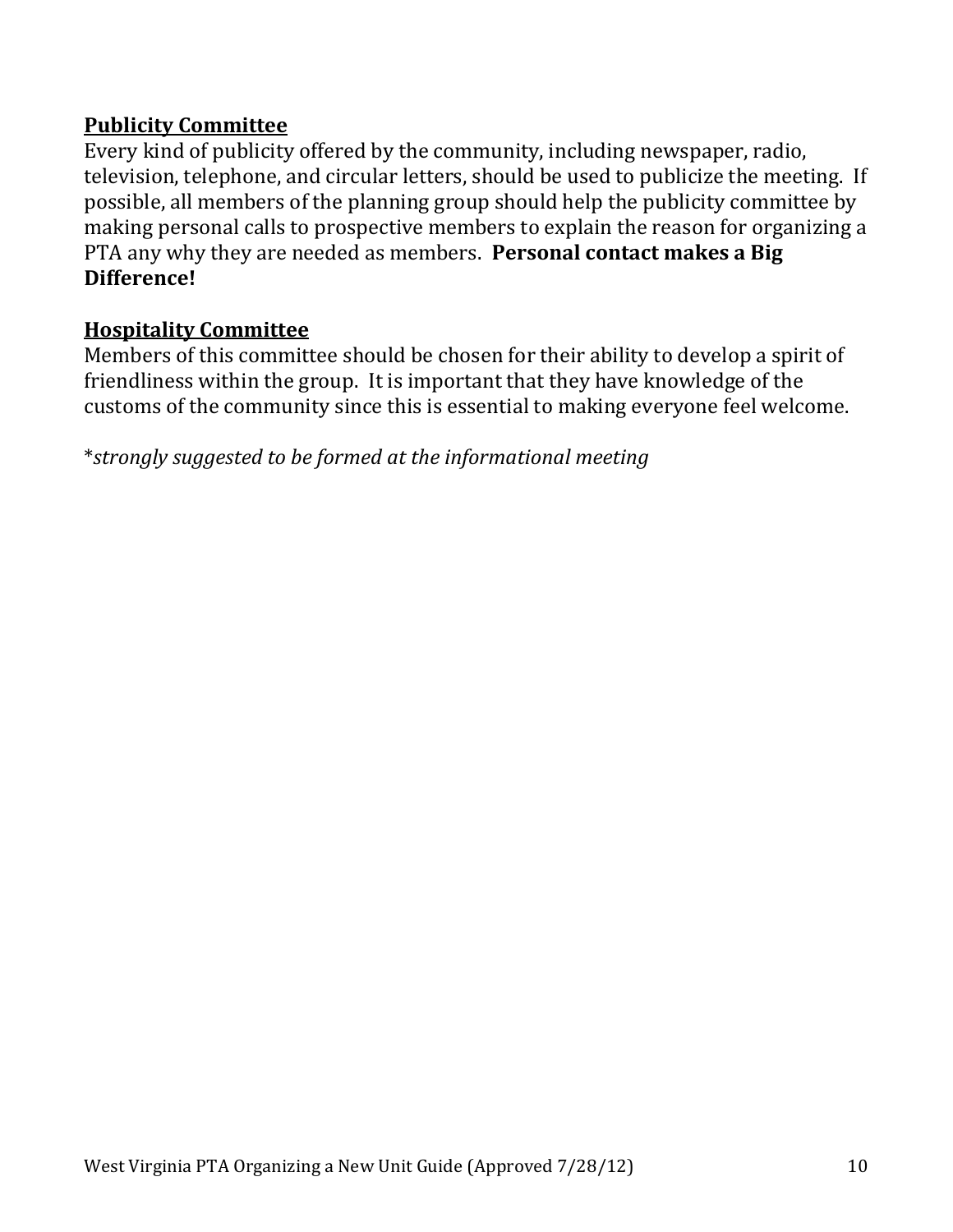**<u>Publicity Committee</u>**

Every kind of publicity offered by the community, including newspaper, radio, television, telephone, and circular letters, should be used to publicize the meeting. If possible, all members of the planning group should help the publicity committee by making personal calls to prospective members to explain the reason for organizing a PTA any why they are needed as members. **Personal contact makes a Big Difference!**

**<u>Hospitality Committee</u>**

Members of this committee should be chosen for their ability to develop a spirit of friendliness within the group. It is important that they have knowledge of the customs of the community since this is essential to making everyone feel welcome.

*\*strongly suggested to be formed at the informational meeting*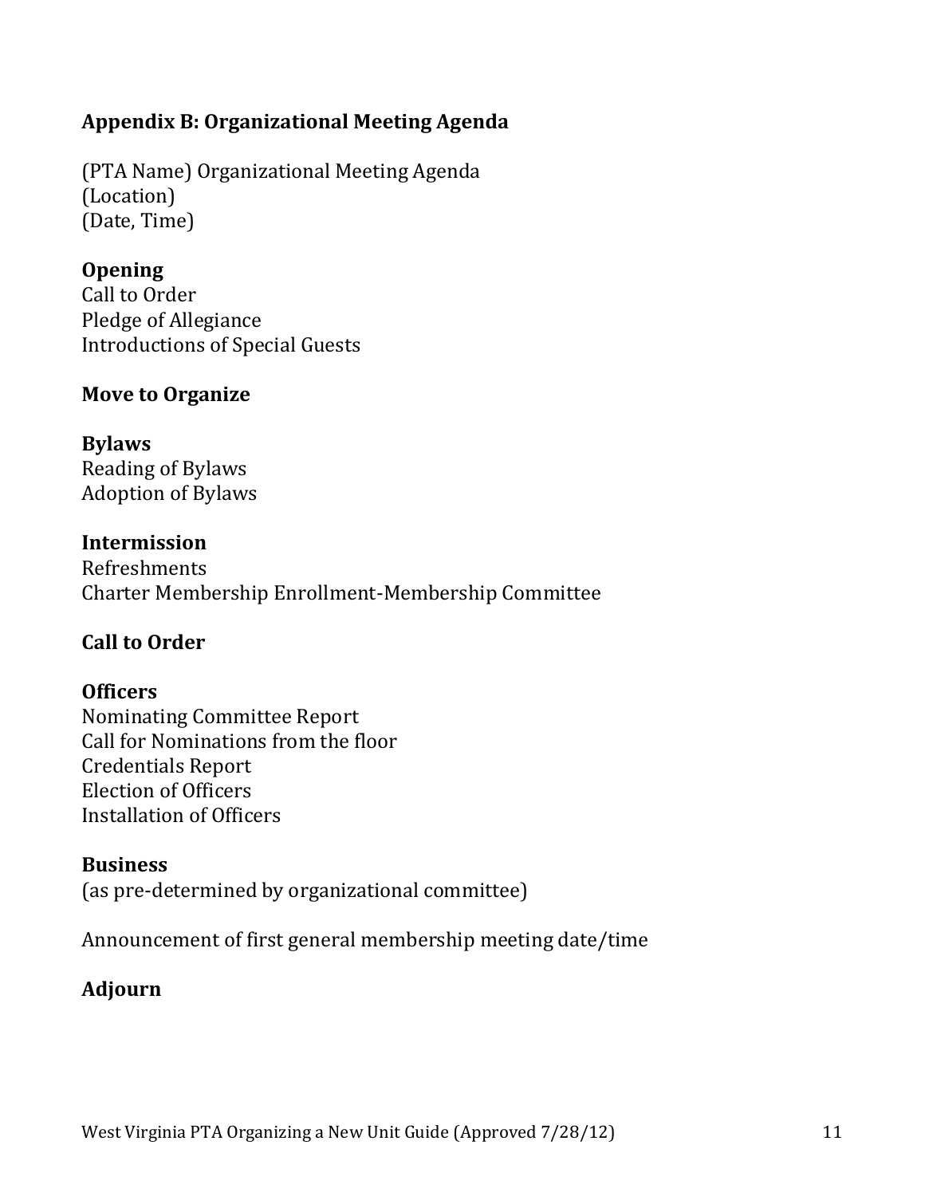## Appendix B: Organizational Meeting Agenda

(PTA Name) Organizational Meeting Agenda
(Location)
(Date, Time)

**Opening**
Call to Order
Pledge of Allegiance
Introductions of Special Guests

**Move to Organize**

**Bylaws**
Reading of Bylaws
Adoption of Bylaws

**Intermission**
Refreshments
Charter Membership Enrollment-Membership Committee

**Call to Order**

**Officers**
Nominating Committee Report
Call for Nominations from the floor
Credentials Report
Election of Officers
Installation of Officers

**Business**
(as pre-determined by organizational committee)

Announcement of first general membership meeting date/time

**Adjourn**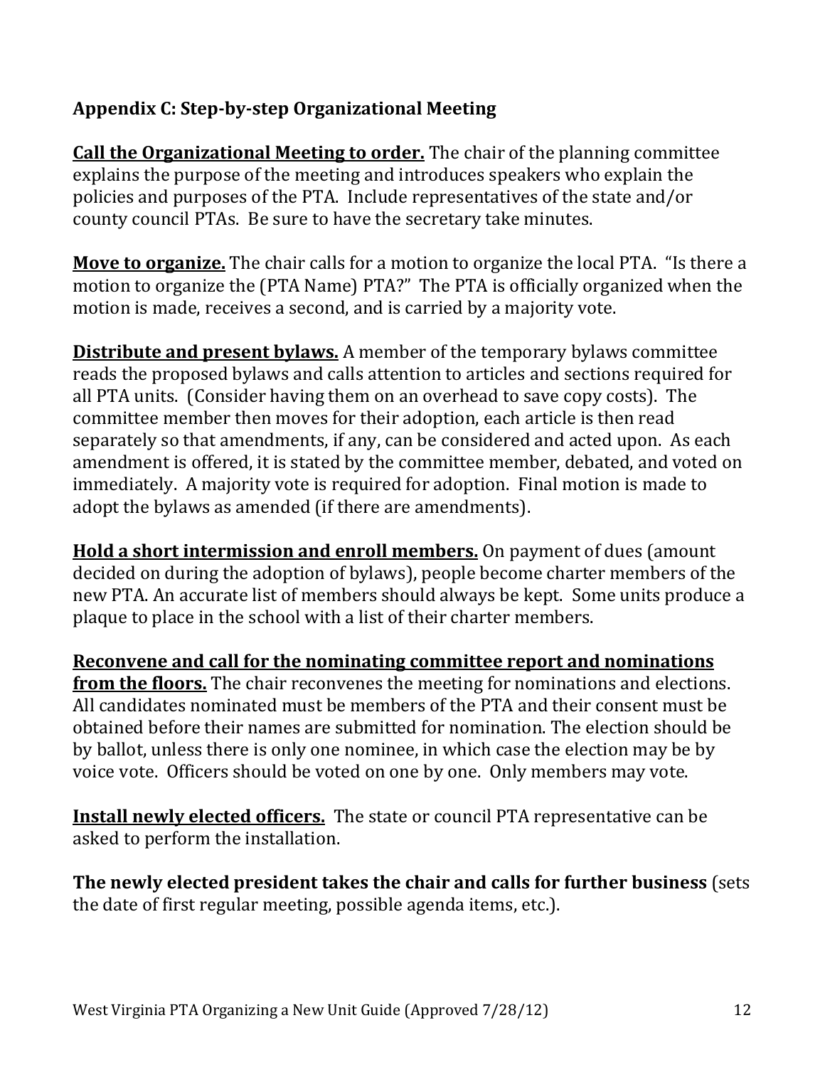## Appendix C: Step-by-step Organizational Meeting

**Call the Organizational Meeting to order.** The chair of the planning committee explains the purpose of the meeting and introduces speakers who explain the policies and purposes of the PTA. Include representatives of the state and/or county council PTAs. Be sure to have the secretary take minutes.

**Move to organize.** The chair calls for a motion to organize the local PTA. "Is there a motion to organize the (PTA Name) PTA?" The PTA is officially organized when the motion is made, receives a second, and is carried by a majority vote.

**Distribute and present bylaws.** A member of the temporary bylaws committee reads the proposed bylaws and calls attention to articles and sections required for all PTA units. (Consider having them on an overhead to save copy costs). The committee member then moves for their adoption, each article is then read separately so that amendments, if any, can be considered and acted upon. As each amendment is offered, it is stated by the committee member, debated, and voted on immediately. A majority vote is required for adoption. Final motion is made to adopt the bylaws as amended (if there are amendments).

**Hold a short intermission and enroll members.** On payment of dues (amount decided on during the adoption of bylaws), people become charter members of the new PTA. An accurate list of members should always be kept. Some units produce a plaque to place in the school with a list of their charter members.

**Reconvene and call for the nominating committee report and nominations from the floors.** The chair reconvenes the meeting for nominations and elections. All candidates nominated must be members of the PTA and their consent must be obtained before their names are submitted for nomination. The election should be by ballot, unless there is only one nominee, in which case the election may be by voice vote. Officers should be voted on one by one. Only members may vote.

**Install newly elected officers.** The state or council PTA representative can be asked to perform the installation.

**The newly elected president takes the chair and calls for further business** (sets the date of first regular meeting, possible agenda items, etc.).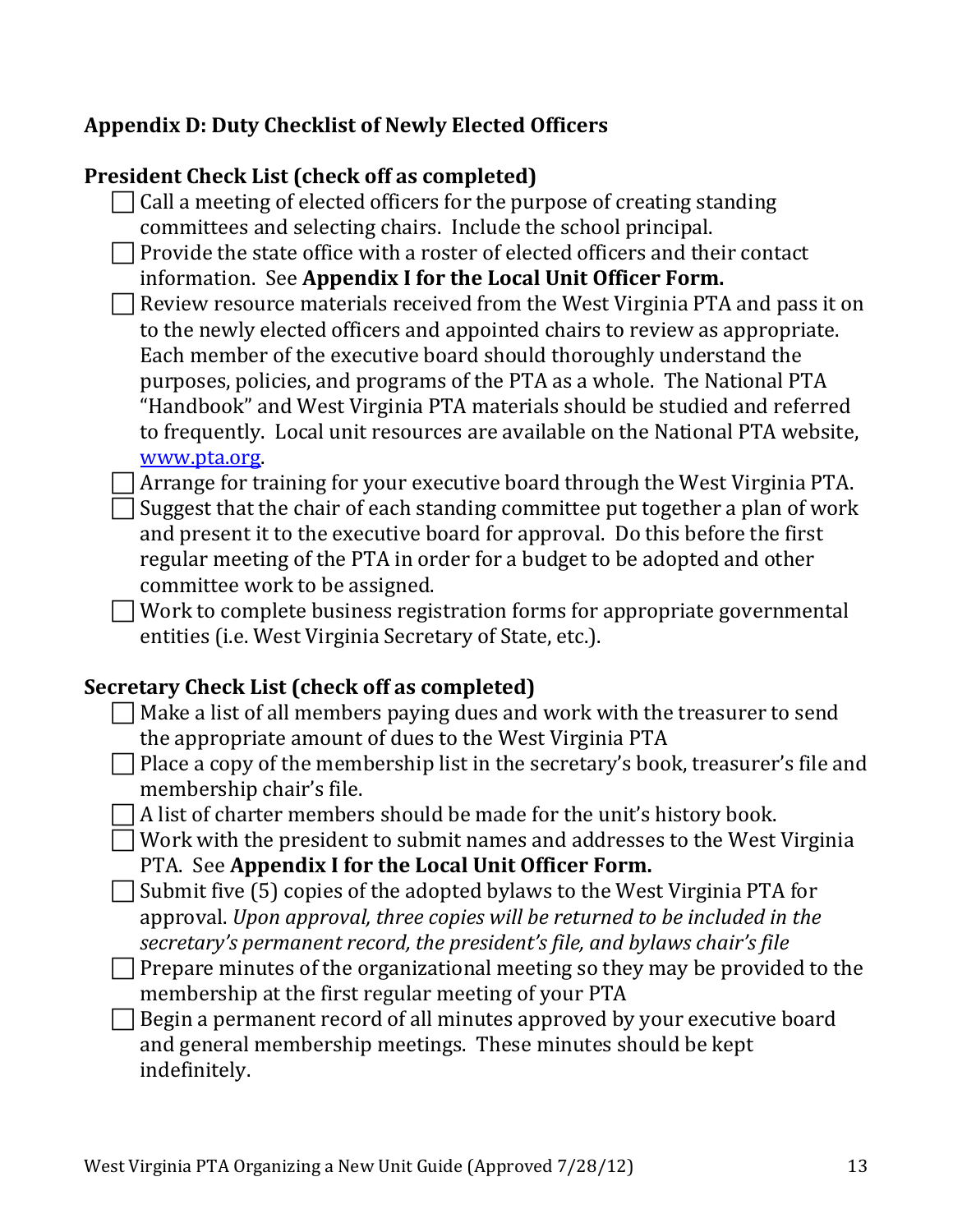## Appendix D: Duty Checklist of Newly Elected Officers

### President Check List (check off as completed)

- [ ] Call a meeting of elected officers for the purpose of creating standing committees and selecting chairs. Include the school principal.
- [ ] Provide the state office with a roster of elected officers and their contact information. See **Appendix I for the Local Unit Officer Form.**
- [ ] Review resource materials received from the West Virginia PTA and pass it on to the newly elected officers and appointed chairs to review as appropriate. Each member of the executive board should thoroughly understand the purposes, policies, and programs of the PTA as a whole. The National PTA "Handbook" and West Virginia PTA materials should be studied and referred to frequently. Local unit resources are available on the National PTA website, [www.pta.org](http://www.pta.org).
- [ ] Arrange for training for your executive board through the West Virginia PTA.
- [ ] Suggest that the chair of each standing committee put together a plan of work and present it to the executive board for approval. Do this before the first regular meeting of the PTA in order for a budget to be adopted and other committee work to be assigned.
- [ ] Work to complete business registration forms for appropriate governmental entities (i.e. West Virginia Secretary of State, etc.).

### Secretary Check List (check off as completed)

- [ ] Make a list of all members paying dues and work with the treasurer to send the appropriate amount of dues to the West Virginia PTA
- [ ] Place a copy of the membership list in the secretary's book, treasurer's file and membership chair's file.
- [ ] A list of charter members should be made for the unit's history book.
- [ ] Work with the president to submit names and addresses to the West Virginia PTA. See **Appendix I for the Local Unit Officer Form.**
- [ ] Submit five (5) copies of the adopted bylaws to the West Virginia PTA for approval. *Upon approval, three copies will be returned to be included in the secretary's permanent record, the president's file, and bylaws chair's file*
- [ ] Prepare minutes of the organizational meeting so they may be provided to the membership at the first regular meeting of your PTA
- [ ] Begin a permanent record of all minutes approved by your executive board and general membership meetings. These minutes should be kept indefinitely.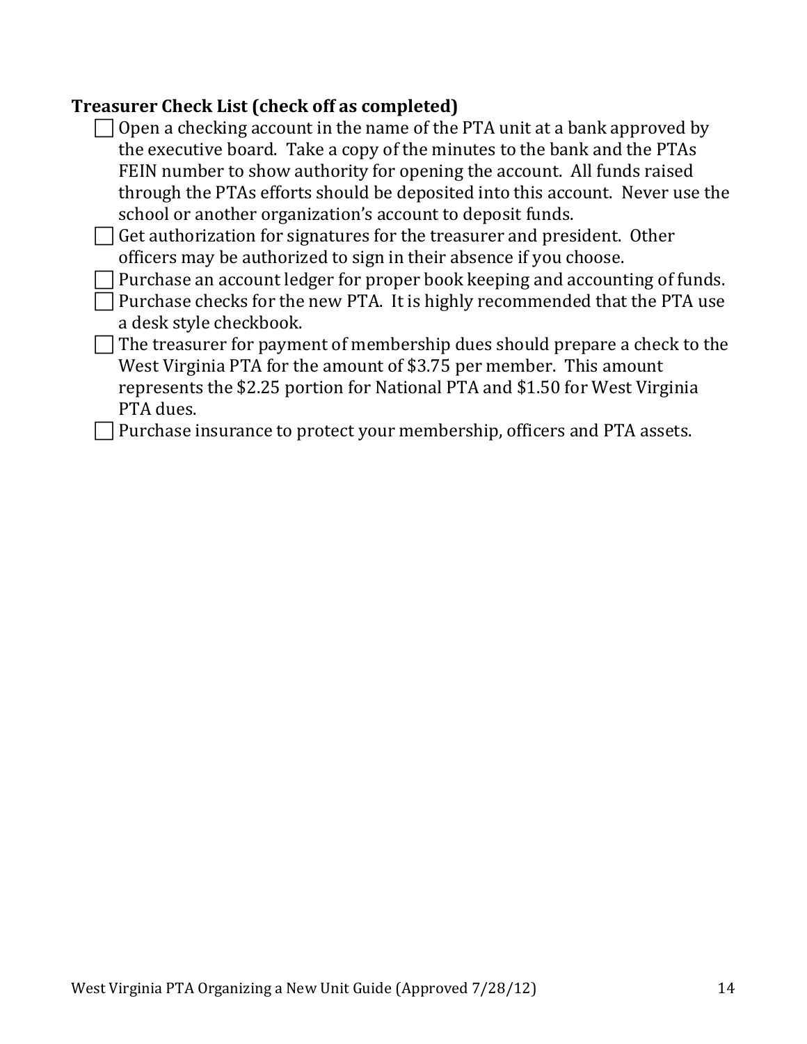**Treasurer Check List (check off as completed)**

- [ ] Open a checking account in the name of the PTA unit at a bank approved by the executive board. Take a copy of the minutes to the bank and the PTAs FEIN number to show authority for opening the account. All funds raised through the PTAs efforts should be deposited into this account. Never use the school or another organization's account to deposit funds.
- [ ] Get authorization for signatures for the treasurer and president. Other officers may be authorized to sign in their absence if you choose.
- [ ] Purchase an account ledger for proper book keeping and accounting of funds.
- [ ] Purchase checks for the new PTA. It is highly recommended that the PTA use a desk style checkbook.
- [ ] The treasurer for payment of membership dues should prepare a check to the West Virginia PTA for the amount of $3.75 per member. This amount represents the $2.25 portion for National PTA and $1.50 for West Virginia PTA dues.
- [ ] Purchase insurance to protect your membership, officers and PTA assets.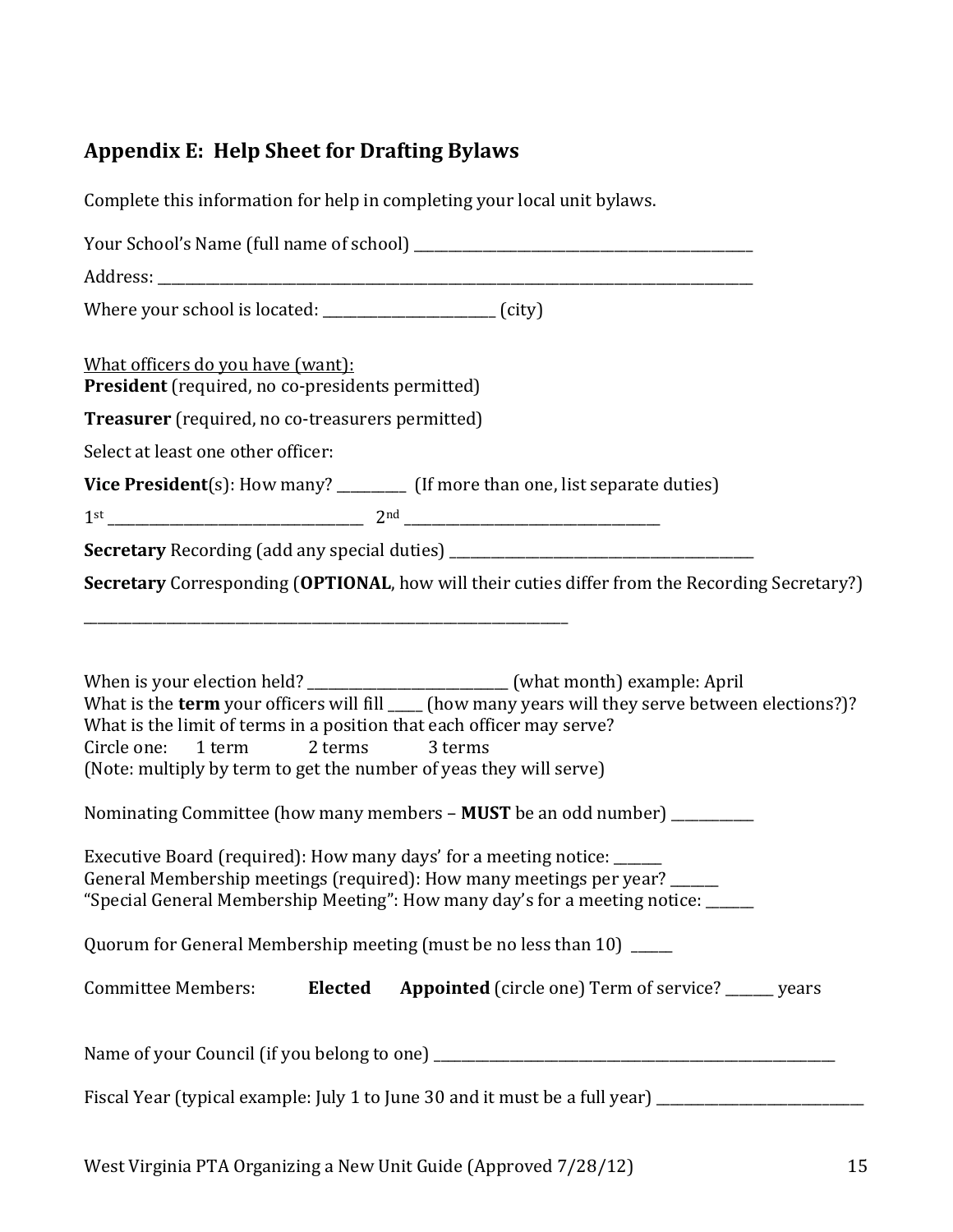## Appendix E: Help Sheet for Drafting Bylaws

Complete this information for help in completing your local unit bylaws.

Your School's Name (full name of school) ___________________________________________

Address: ___________________________________________________________________________

Where your school is located: _____________________ (city)

<u>What officers do you have (want):</u>
**President** (required, no co-presidents permitted)

**Treasurer** (required, no co-treasurers permitted)

Select at least one other officer:

**Vice President**(s): How many? ________ (If more than one, list separate duties)

1st _______________________________ 2nd _______________________________

**Secretary** Recording (add any special duties) ______________________________________

**Secretary** Corresponding (**OPTIONAL**, how will their cuties differ from the Recording Secretary?)

___________________________________________________________

When is your election held? _________________________ (what month) example: April
What is the **term** your officers will fill ____ (how many years will they serve between elections?)?
What is the limit of terms in a position that each officer may serve?
Circle one: 1 term 2 terms 3 terms
(Note: multiply by term to get the number of yeas they will serve)

Nominating Committee (how many members – **MUST** be an odd number) __________

Executive Board (required): How many days' for a meeting notice: ______
General Membership meetings (required): How many meetings per year? ______
"Special General Membership Meeting": How many day's for a meeting notice: ______

Quorum for General Membership meeting (must be no less than 10) _____

Committee Members: **Elected** **Appointed** (circle one) Term of service? ______ years

Name of your Council (if you belong to one) _____________________________________________

Fiscal Year (typical example: July 1 to June 30 and it must be a full year) _________________________

West Virginia PTA Organizing a New Unit Guide (Approved 7/28/12)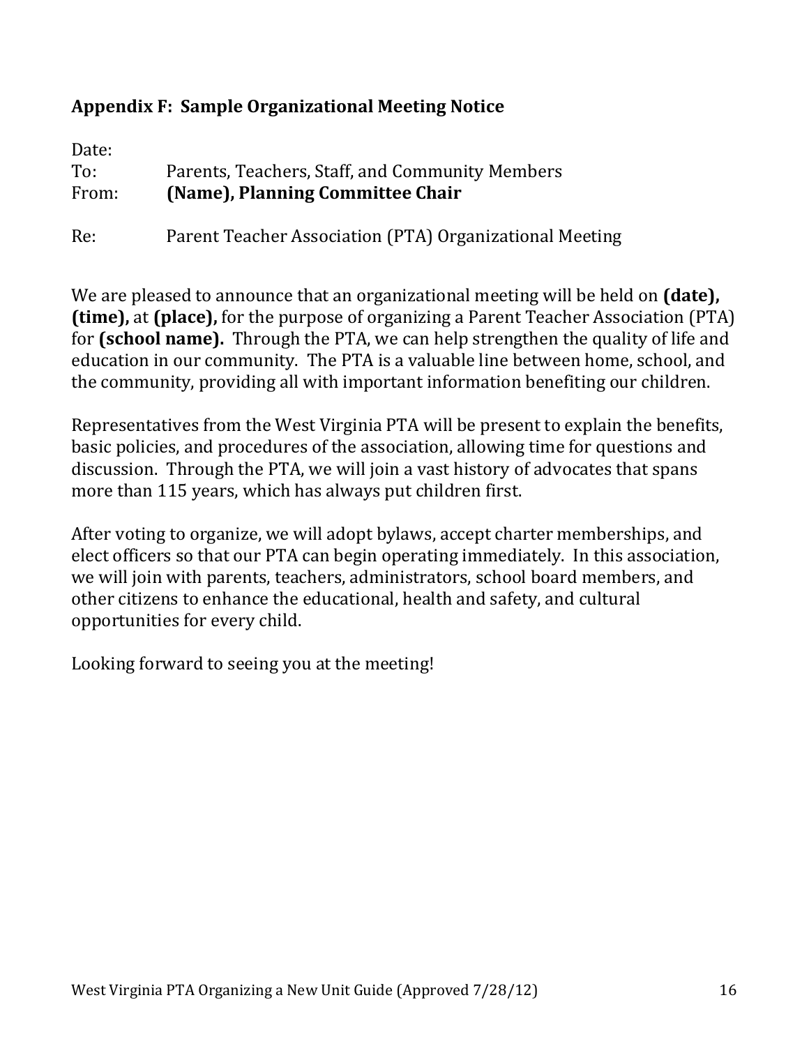## Appendix F: Sample Organizational Meeting Notice

Date:
To: Parents, Teachers, Staff, and Community Members
From: **(Name), Planning Committee Chair**

Re: Parent Teacher Association (PTA) Organizational Meeting

We are pleased to announce that an organizational meeting will be held on **(date), (time),** at **(place),** for the purpose of organizing a Parent Teacher Association (PTA) for **(school name).** Through the PTA, we can help strengthen the quality of life and education in our community. The PTA is a valuable line between home, school, and the community, providing all with important information benefiting our children.

Representatives from the West Virginia PTA will be present to explain the benefits, basic policies, and procedures of the association, allowing time for questions and discussion. Through the PTA, we will join a vast history of advocates that spans more than 115 years, which has always put children first.

After voting to organize, we will adopt bylaws, accept charter memberships, and elect officers so that our PTA can begin operating immediately. In this association, we will join with parents, teachers, administrators, school board members, and other citizens to enhance the educational, health and safety, and cultural opportunities for every child.

Looking forward to seeing you at the meeting!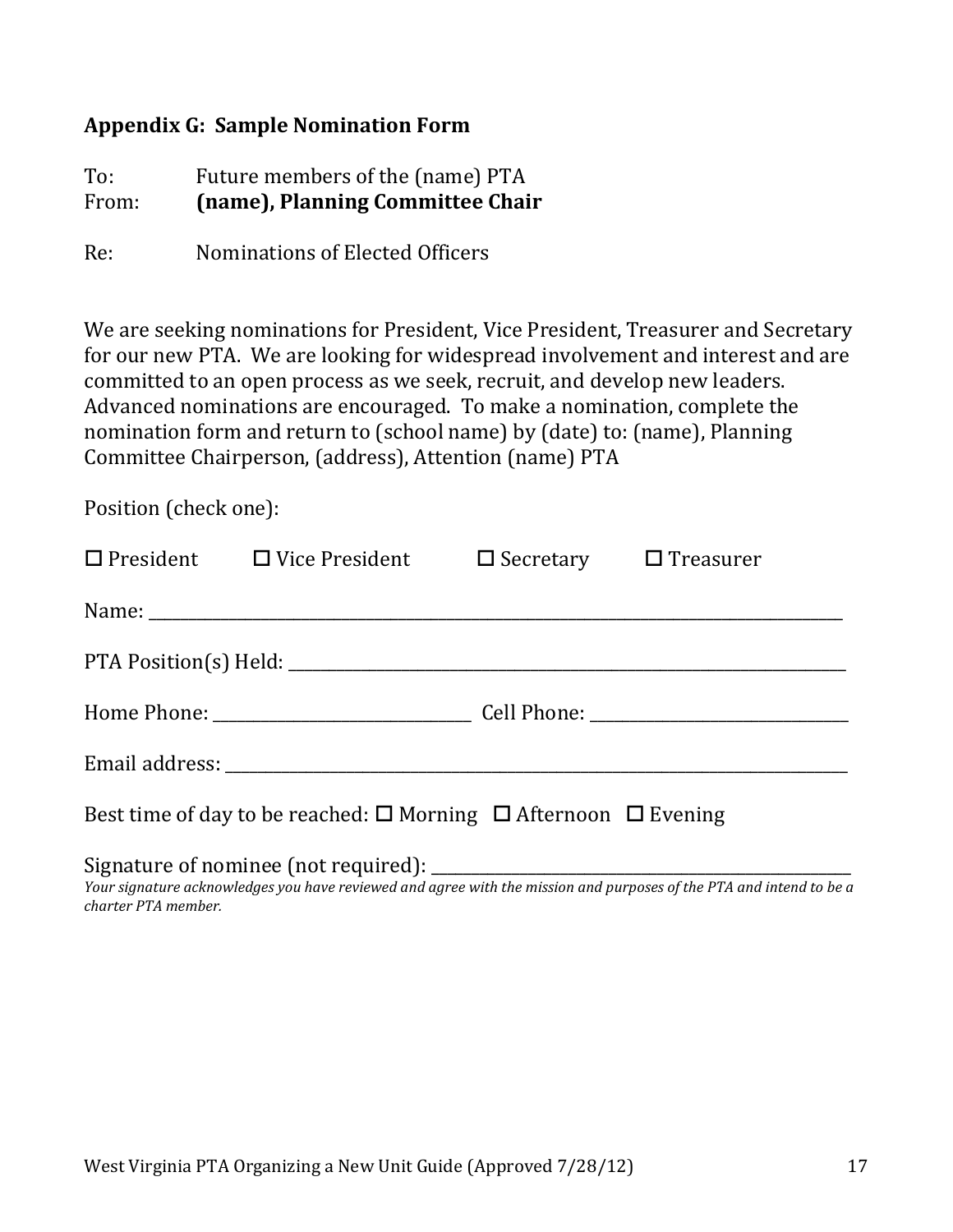## Appendix G: Sample Nomination Form

To: Future members of the (name) PTA
From: **(name), Planning Committee Chair**

Re: Nominations of Elected Officers

We are seeking nominations for President, Vice President, Treasurer and Secretary for our new PTA. We are looking for widespread involvement and interest and are committed to an open process as we seek, recruit, and develop new leaders. Advanced nominations are encouraged. To make a nomination, complete the nomination form and return to (school name) by (date) to: (name), Planning Committee Chairperson, (address), Attention (name) PTA

Position (check one):

☐ President ☐ Vice President ☐ Secretary ☐ Treasurer

Name: ______________________________________________________________

PTA Position(s) Held: _______________________________________________

Home Phone: _________________________ Cell Phone: _________________________

Email address: ______________________________________________________

Best time of day to be reached: ☐ Morning ☐ Afternoon ☐ Evening

Signature of nominee (not required): ________________________________________

*Your signature acknowledges you have reviewed and agree with the mission and purposes of the PTA and intend to be a charter PTA member.*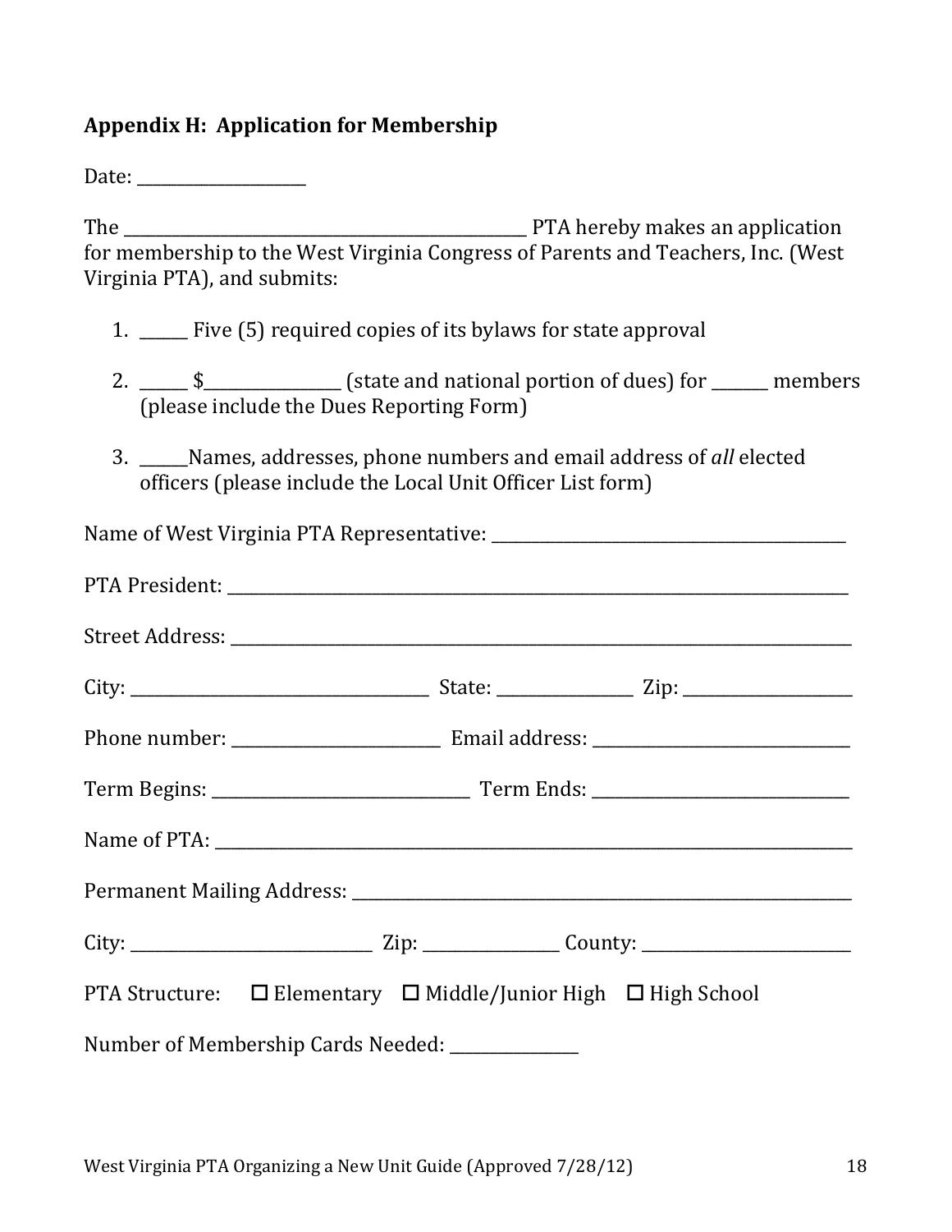### Appendix H: Application for Membership

Date: ____________________

The __________________________________________________ PTA hereby makes an application for membership to the West Virginia Congress of Parents and Teachers, Inc. (West Virginia PTA), and submits:

1. ______ Five (5) required copies of its bylaws for state approval

2. ______ $________________ (state and national portion of dues) for _______ members (please include the Dues Reporting Form)

3. ______Names, addresses, phone numbers and email address of *all* elected officers (please include the Local Unit Officer List form)

Name of West Virginia PTA Representative: ___________________________________________

PTA President: ______________________________________________________________________________

Street Address: _____________________________________________________________________________

City: ____________________________________ State: ________________ Zip: ____________________

Phone number: _________________________ Email address: ______________________________

Term Begins: _______________________________ Term Ends: ______________________________

Name of PTA: _______________________________________________________________________________

Permanent Mailing Address: ___________________________________________________________

City: _____________________________ Zip: ________________ County: _________________________

PTA Structure: ☐ Elementary ☐ Middle/Junior High ☐ High School

Number of Membership Cards Needed: ________________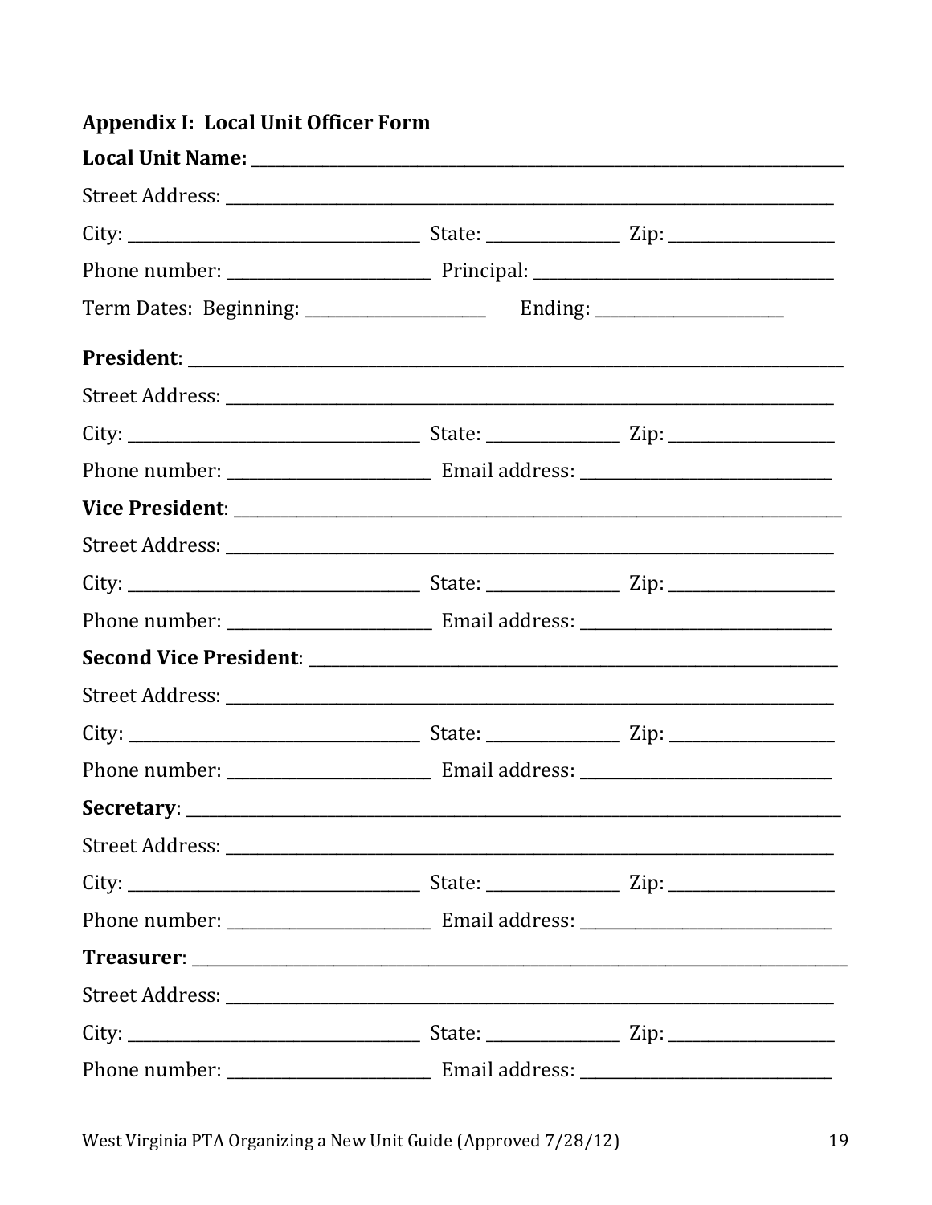## Appendix I: Local Unit Officer Form

**Local Unit Name:** ____________________________________________

Street Address: ____________________________________________

City: ______________________ State: __________ Zip: ____________

Phone number: ________________ Principal: ______________________

Term Dates: Beginning: ______________ Ending: ______________

**President**: ____________________________________________

Street Address: ____________________________________________

City: ______________________ State: __________ Zip: ____________

Phone number: ________________ Email address: __________________

**Vice President**: ____________________________________________

Street Address: ____________________________________________

City: ______________________ State: __________ Zip: ____________

Phone number: ________________ Email address: __________________

**Second Vice President**: ______________________________________

Street Address: ____________________________________________

City: ______________________ State: __________ Zip: ____________

Phone number: ________________ Email address: __________________

**Secretary**: ____________________________________________

Street Address: ____________________________________________

City: ______________________ State: __________ Zip: ____________

Phone number: ________________ Email address: __________________

**Treasurer**: ____________________________________________

Street Address: ____________________________________________

City: ______________________ State: __________ Zip: ____________

Phone number: ________________ Email address: __________________

West Virginia PTA Organizing a New Unit Guide (Approved 7/28/12)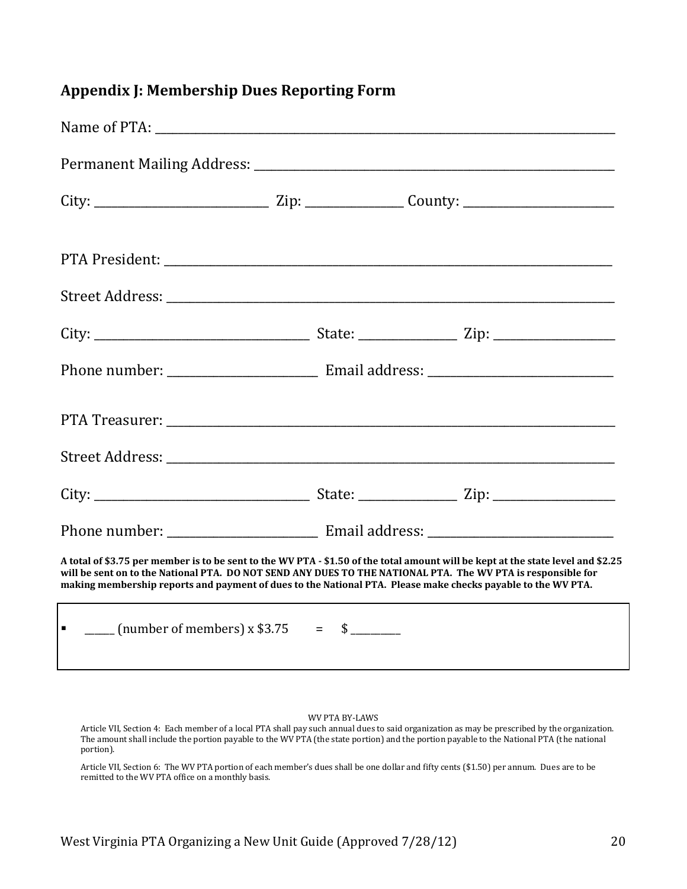## Appendix J: Membership Dues Reporting Form

Name of PTA: ______________________________________________________________

Permanent Mailing Address: ___________________________________________________

City: ________________________ Zip: _____________ County: ____________________

PTA President: ____________________________________________________________

Street Address: ____________________________________________________________

City: ____________________________ State: _____________ Zip: _________________

Phone number: ____________________ Email address: _________________________

PTA Treasurer: ____________________________________________________________

Street Address: ____________________________________________________________

City: ____________________________ State: _____________ Zip: _________________

Phone number: ____________________ Email address: _________________________

**A total of $3.75 per member is to be sent to the WV PTA - $1.50 of the total amount will be kept at the state level and $2.25 will be sent on to the National PTA. DO NOT SEND ANY DUES TO THE NATIONAL PTA. The WV PTA is responsible for making membership reports and payment of dues to the National PTA. Please make checks payable to the WV PTA.**

- _____ (number of members) x $3.75 = $ ________

WV PTA BY-LAWS

Article VII, Section 4: Each member of a local PTA shall pay such annual dues to said organization as may be prescribed by the organization. The amount shall include the portion payable to the WV PTA (the state portion) and the portion payable to the National PTA (the national portion).

Article VII, Section 6: The WV PTA portion of each member's dues shall be one dollar and fifty cents ($1.50) per annum. Dues are to be remitted to the WV PTA office on a monthly basis.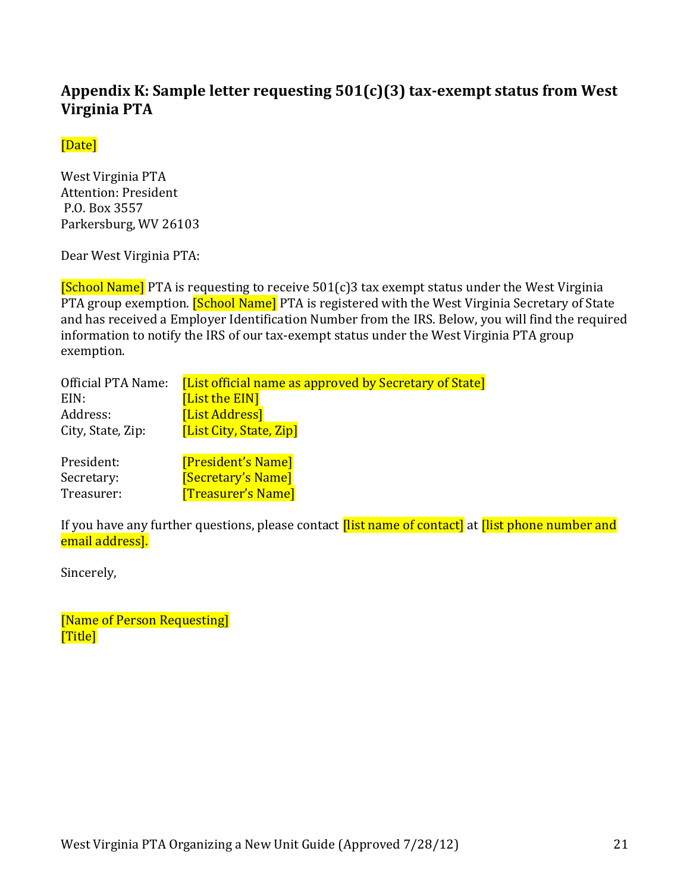## Appendix K: Sample letter requesting 501(c)(3) tax-exempt status from West Virginia PTA

[Date]

West Virginia PTA
Attention: President
P.O. Box 3557
Parkersburg, WV 26103

Dear West Virginia PTA:

[School Name] PTA is requesting to receive 501(c)3 tax exempt status under the West Virginia PTA group exemption. [School Name] PTA is registered with the West Virginia Secretary of State and has received a Employer Identification Number from the IRS. Below, you will find the required information to notify the IRS of our tax-exempt status under the West Virginia PTA group exemption.

Official PTA Name: [List official name as approved by Secretary of State]
EIN: [List the EIN]
Address: [List Address]
City, State, Zip: [List City, State, Zip]

President: [President's Name]
Secretary: [Secretary's Name]
Treasurer: [Treasurer's Name]

If you have any further questions, please contact [list name of contact] at [list phone number and email address].

Sincerely,

[Name of Person Requesting]
[Title]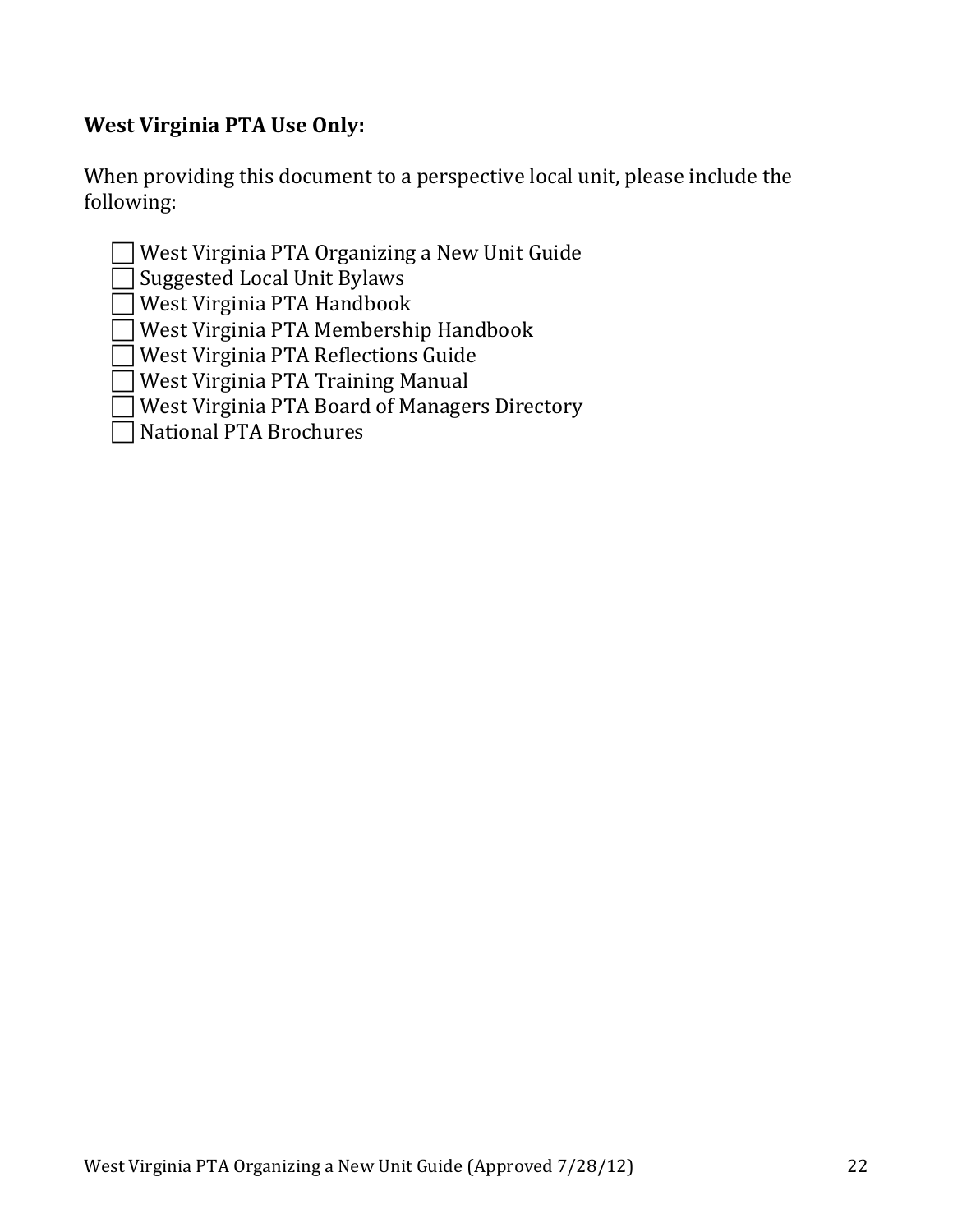**West Virginia PTA Use Only:**

When providing this document to a perspective local unit, please include the following:

- [ ] West Virginia PTA Organizing a New Unit Guide
- [ ] Suggested Local Unit Bylaws
- [ ] West Virginia PTA Handbook
- [ ] West Virginia PTA Membership Handbook
- [ ] West Virginia PTA Reflections Guide
- [ ] West Virginia PTA Training Manual
- [ ] West Virginia PTA Board of Managers Directory
- [ ] National PTA Brochures